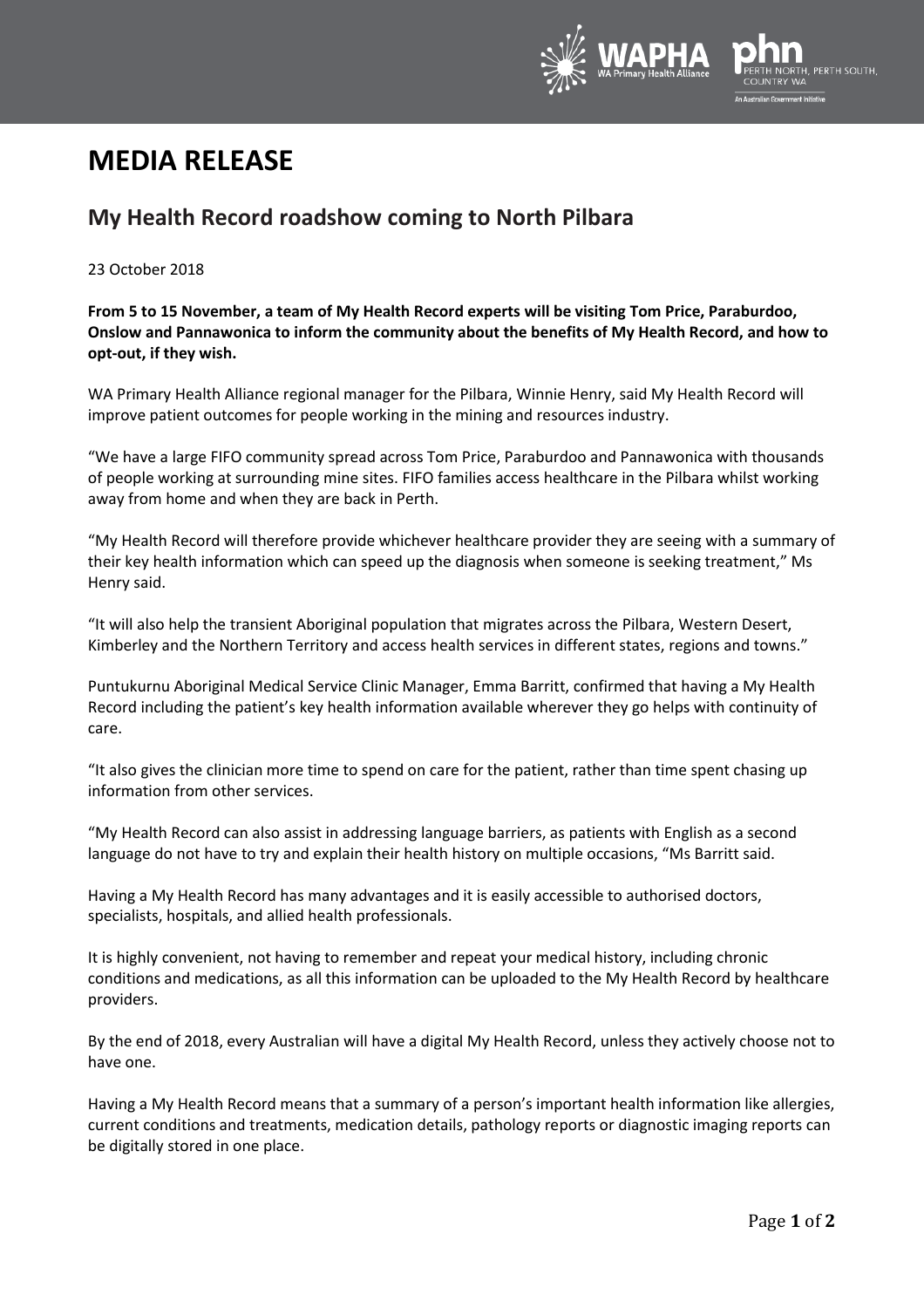# MEDIA RELEASE

## My Health Record roadshow coming to North Pilbara

23 October 2018

**From 5 to 15 November, a team of My Health Record experts will be visiting Tom Price, Paraburdoo, Onslow and Pannawonica to inform the community about the benefits of My Health Record, and how to opt-out, if they wish.**

WA Primary Health Alliance regional manager for the Pilbara, Winnie Henry, said My Health Record will improve patient outcomes for people working in the mining and resources industry.

"We have a large FIFO community spread across Tom Price, Paraburdoo and Pannawonica with thousands of people working at surrounding mine sites. FIFO families access healthcare in the Pilbara whilst working away from home and when they are back in Perth.

"My Health Record will therefore provide whichever healthcare provider they are seeing with a summary of their key health information which can speed up the diagnosis when someone is seeking treatment," Ms Henry said.

"It will also help the transient Aboriginal population that migrates across the Pilbara, Western Desert, Kimberley and the Northern Territory and access health services in different states, regions and towns."

Puntukurnu Aboriginal Medical Service Clinic Manager, Emma Barritt, confirmed that having a My Health Record including the patient's key health information available wherever they go helps with continuity of care.

"It also gives the clinician more time to spend on care for the patient, rather than time spent chasing up information from other services.

"My Health Record can also assist in addressing language barriers, as patients with English as a second language do not have to try and explain their health history on multiple occasions, "Ms Barritt said.

Having a My Health Record has many advantages and it is easily accessible to authorised doctors, specialists, hospitals, and allied health professionals.

It is highly convenient, not having to remember and repeat your medical history, including chronic conditions and medications, as all this information can be uploaded to the My Health Record by healthcare providers.

By the end of 2018, every Australian will have a digital My Health Record, unless they actively choose not to have one.

Having a My Health Record means that a summary of a person's important health information like allergies, current conditions and treatments, medication details, pathology reports or diagnostic imaging reports can be digitally stored in one place.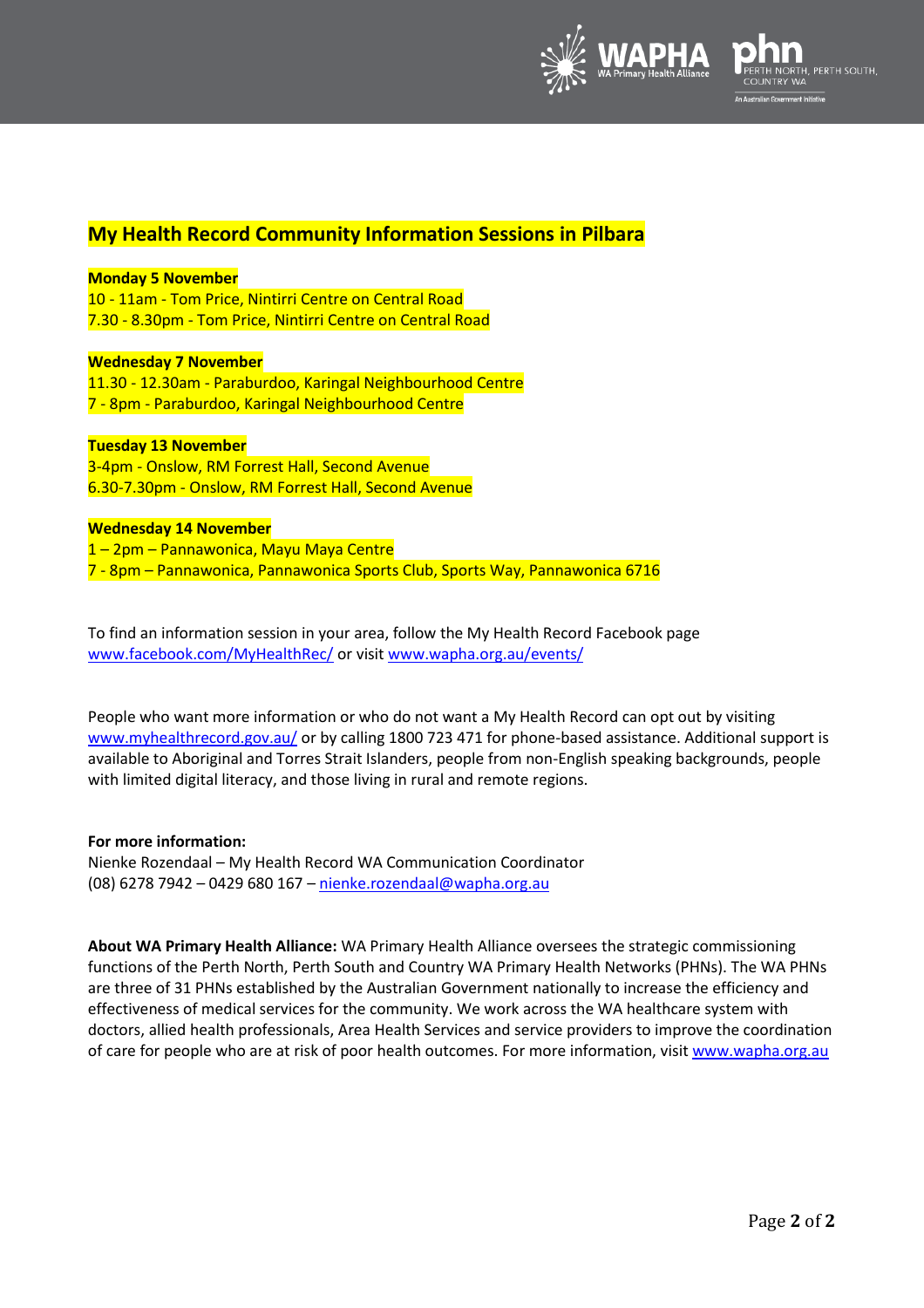## My Health Record Community Information Sessions in Pilbara

**Monday 5 November**
10 - 11am - Tom Price, Nintirri Centre on Central Road
7.30 - 8.30pm - Tom Price, Nintirri Centre on Central Road

**Wednesday 7 November**
11.30 - 12.30am - Paraburdoo, Karingal Neighbourhood Centre
7 - 8pm - Paraburdoo, Karingal Neighbourhood Centre

**Tuesday 13 November**
3-4pm - Onslow, RM Forrest Hall, Second Avenue
6.30-7.30pm - Onslow, RM Forrest Hall, Second Avenue

**Wednesday 14 November**
1 – 2pm – Pannawonica, Mayu Maya Centre
7 - 8pm – Pannawonica, Pannawonica Sports Club, Sports Way, Pannawonica 6716

To find an information session in your area, follow the My Health Record Facebook page www.facebook.com/MyHealthRec/ or visit www.wapha.org.au/events/

People who want more information or who do not want a My Health Record can opt out by visiting www.myhealthrecord.gov.au/ or by calling 1800 723 471 for phone-based assistance. Additional support is available to Aboriginal and Torres Strait Islanders, people from non-English speaking backgrounds, people with limited digital literacy, and those living in rural and remote regions.

**For more information:**
Nienke Rozendaal – My Health Record WA Communication Coordinator
(08) 6278 7942 – 0429 680 167 – nienke.rozendaal@wapha.org.au

**About WA Primary Health Alliance:** WA Primary Health Alliance oversees the strategic commissioning functions of the Perth North, Perth South and Country WA Primary Health Networks (PHNs). The WA PHNs are three of 31 PHNs established by the Australian Government nationally to increase the efficiency and effectiveness of medical services for the community. We work across the WA healthcare system with doctors, allied health professionals, Area Health Services and service providers to improve the coordination of care for people who are at risk of poor health outcomes. For more information, visit www.wapha.org.au